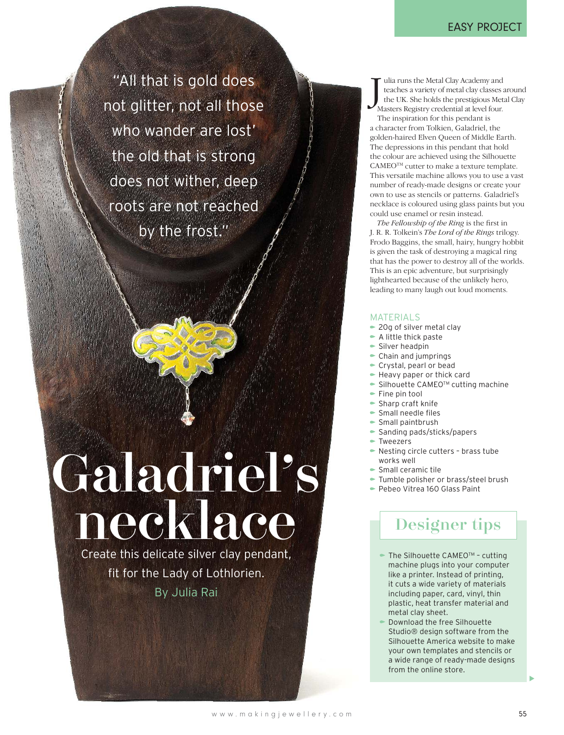EASY PROJECT

"All that is gold does not glitter, not all those who wander are lost' the old that is strong does not wither, deep roots are not reached by the frost."

# Galadriel's necklace

Create this delicate silver clay pendant, fit for the Lady of Lothlorien.

By Julia Rai

Julia runs the Metal Clay Academy and teaches a variety of metal clay classes around the UK. She holds the prestigious Metal Clay Masters Registry credential at level four.

The inspiration for this pendant is a character from Tolkien, Galadriel, the golden-haired Elven Queen of Middle Earth. The depressions in this pendant that hold the colour are achieved using the Silhouette CAMEO™ cutter to make a texture template. This versatile machine allows you to use a vast number of ready-made designs or create your own to use as stencils or patterns. Galadriel's necklace is coloured using glass paints but you could use enamel or resin instead.

*The Fellowship of the Ring* is the first in J. R. R. Tolkien's *The Lord of the Rings* trilogy. Frodo Baggins, the small, hairy, hungry hobbit is given the task of destroying a magical ring that has the power to destroy all of the worlds. This is an epic adventure, but surprisingly lighthearted because of the unlikely hero, leading to many laugh out loud moments.

## MATERIALS

- 20g of silver metal clay
- A little thick paste
- Silver headpin
- Chain and jumprings
- Crystal, pearl or bead
- Heavy paper or thick card
- Silhouette CAMEO™ cutting machine
- Fine pin tool
- Sharp craft knife
- Small needle files
- Small paintbrush
- Sanding pads/sticks/papers
- Tweezers
- Nesting circle cutters – brass tube works well
- Small ceramic tile
- Tumble polisher or brass/steel brush
- Pebeo Vitrea 160 Glass Paint

## Designer tips

- The Silhouette CAMEO™ – cutting machine plugs into your computer like a printer. Instead of printing, it cuts a wide variety of materials including paper, card, vinyl, thin plastic, heat transfer material and metal clay sheet.
- Download the free Silhouette Studio® design software from the Silhouette America website to make your own templates and stencils or a wide range of ready-made designs from the online store.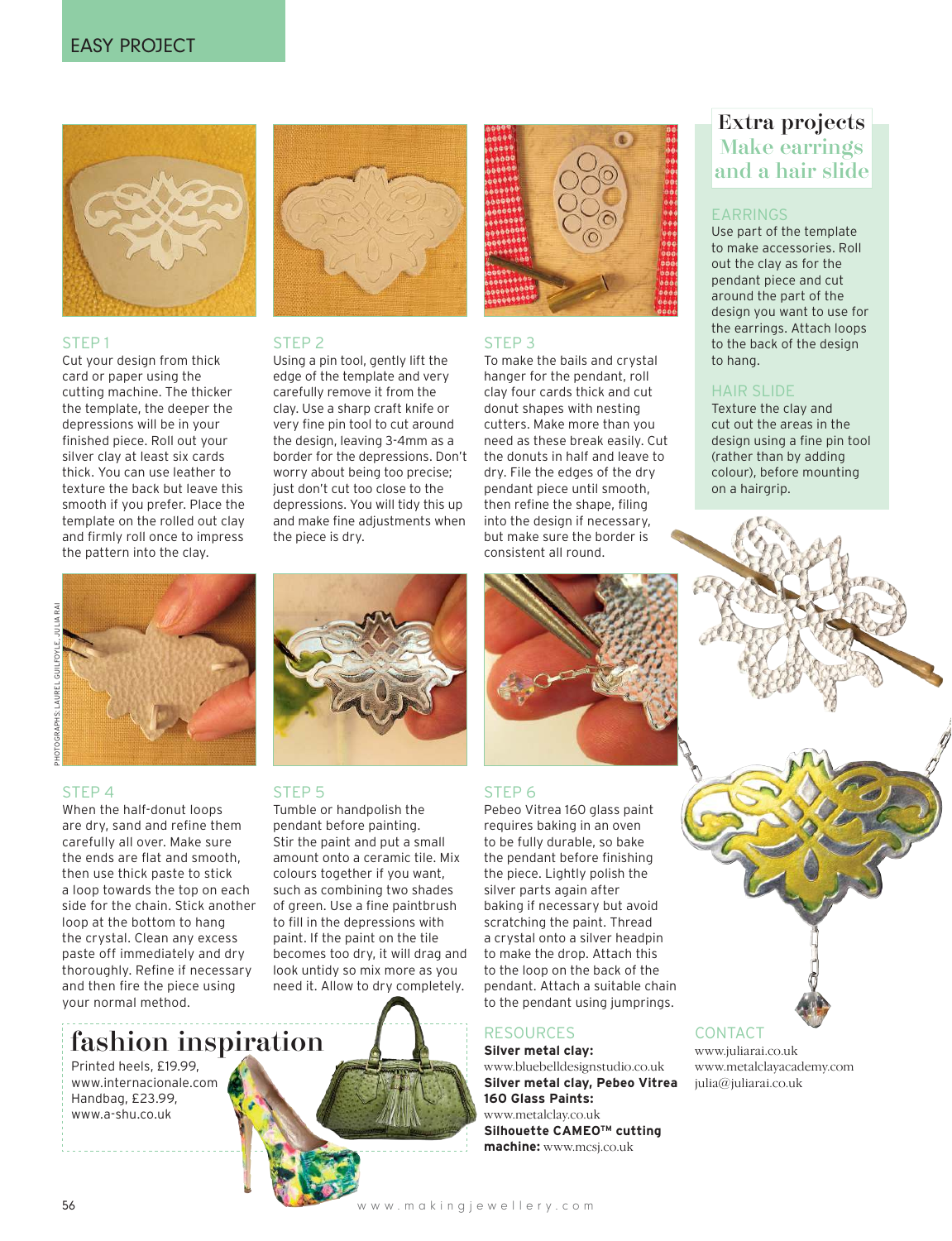EASY PROJECT

### STEP 1

Cut your design from thick card or paper using the cutting machine. The thicker the template, the deeper the depressions will be in your finished piece. Roll out your silver clay at least six cards thick. You can use leather to texture the back but leave this smooth if you prefer. Place the template on the rolled out clay and firmly roll once to impress the pattern into the clay.

### STEP 2

Using a pin tool, gently lift the edge of the template and very carefully remove it from the clay. Use a sharp craft knife or very fine pin tool to cut around the design, leaving 3-4mm as a border for the depressions. Don't worry about being too precise; just don't cut too close to the depressions. You will tidy this up and make fine adjustments when the piece is dry.

### STEP 3

To make the bails and crystal hanger for the pendant, roll clay four cards thick and cut donut shapes with nesting cutters. Make more than you need as these break easily. Cut the donuts in half and leave to dry. File the edges of the dry pendant piece until smooth, then refine the shape, filing into the design if necessary, but make sure the border is consistent all round.

PHOTOGRAPHS: LAUREL GUILFOYLE, JULIA RAI

### STEP 4

When the half-donut loops are dry, sand and refine them carefully all over. Make sure the ends are flat and smooth, then use thick paste to stick a loop towards the top on each side for the chain. Stick another loop at the bottom to hang the crystal. Clean any excess paste off immediately and dry thoroughly. Refine if necessary and then fire the piece using your normal method.

### STEP 5

Tumble or handpolish the pendant before painting. Stir the paint and put a small amount onto a ceramic tile. Mix colours together if you want, such as combining two shades of green. Use a fine paintbrush to fill in the depressions with paint. If the paint on the tile becomes too dry, it will drag and look untidy so mix more as you need it. Allow to dry completely.

### STEP 6

Pebeo Vitrea 160 glass paint requires baking in an oven to be fully durable, so bake the pendant before finishing the piece. Lightly polish the silver parts again after baking if necessary but avoid scratching the paint. Thread a crystal onto a silver headpin to make the drop. Attach this to the loop on the back of the pendant. Attach a suitable chain to the pendant using jumprings.

## Extra projects
## Make earrings and a hair slide

### EARRINGS

Use part of the template to make accessories. Roll out the clay as for the pendant piece and cut around the part of the design you want to use for the earrings. Attach loops to the back of the design to hang.

### HAIR SLIDE

Texture the clay and cut out the areas in the design using a fine pin tool (rather than by adding colour), before mounting on a hairgrip.

## fashion inspiration

Printed heels, £19.99, www.internacionale.com
Handbag, £23.99, www.a-shu.co.uk

### RESOURCES

**Silver metal clay:** www.bluebelldesignstudio.co.uk
**Silver metal clay, Pebeo Vitrea 160 Glass Paints:** www.metalclay.co.uk
**Silhouette CAMEO™ cutting machine:** www.mcsj.co.uk

### CONTACT

www.juliarai.co.uk
www.metalclayacademy.com
julia@juliarai.co.uk